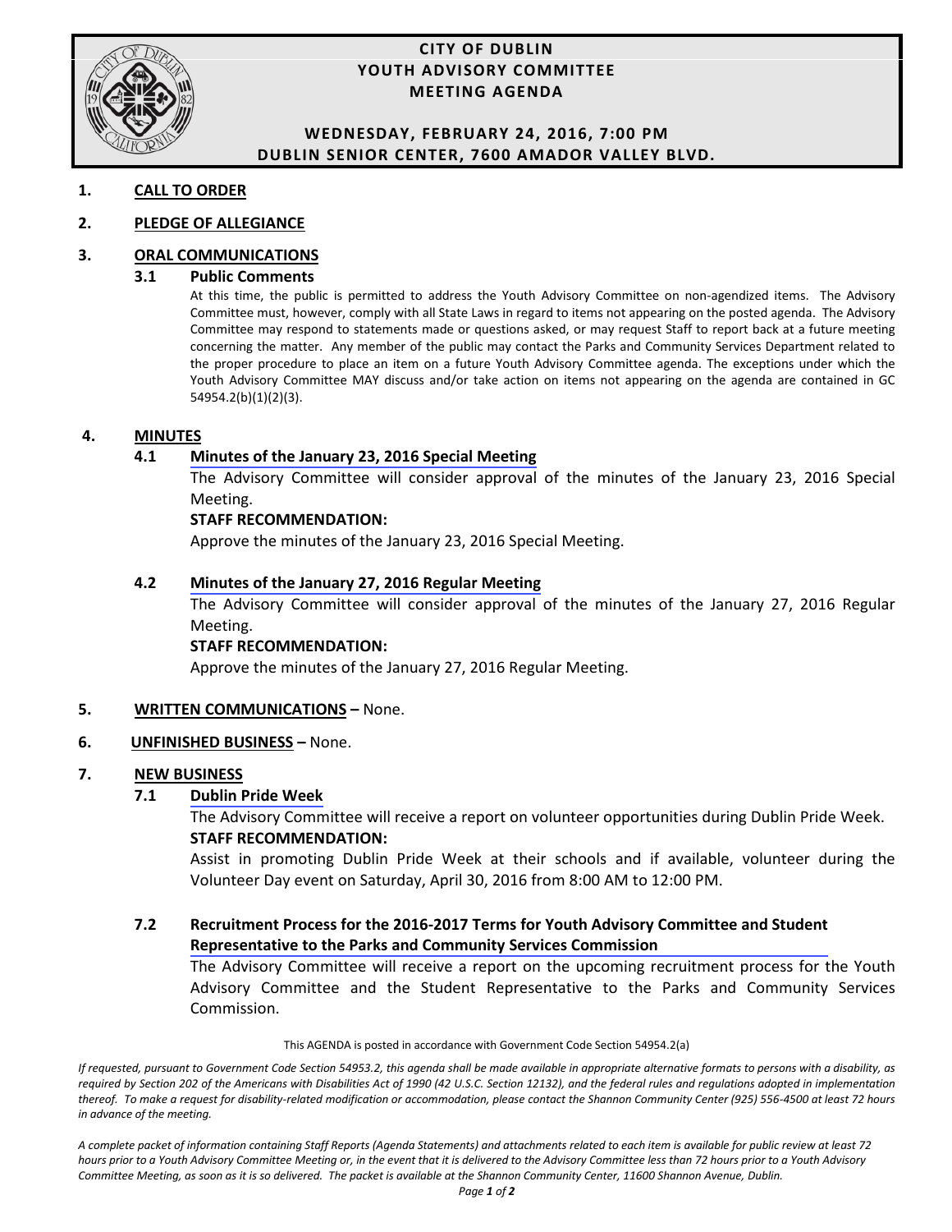# CITY OF DUBLIN
## YOUTH ADVISORY COMMITTEE
## MEETING AGENDA

**WEDNESDAY, FEBRUARY 24, 2016, 7:00 PM**
**DUBLIN SENIOR CENTER, 7600 AMADOR VALLEY BLVD.**

**1. CALL TO ORDER**

**2. PLEDGE OF ALLEGIANCE**

**3. ORAL COMMUNICATIONS**

**3.1 Public Comments**

At this time, the public is permitted to address the Youth Advisory Committee on non-agendized items. The Advisory Committee must, however, comply with all State Laws in regard to items not appearing on the posted agenda. The Advisory Committee may respond to statements made or questions asked, or may request Staff to report back at a future meeting concerning the matter. Any member of the public may contact the Parks and Community Services Department related to the proper procedure to place an item on a future Youth Advisory Committee agenda. The exceptions under which the Youth Advisory Committee MAY discuss and/or take action on items not appearing on the agenda are contained in GC 54954.2(b)(1)(2)(3).

**4. MINUTES**

**4.1 Minutes of the January 23, 2016 Special Meeting**

The Advisory Committee will consider approval of the minutes of the January 23, 2016 Special Meeting.

**STAFF RECOMMENDATION:**

Approve the minutes of the January 23, 2016 Special Meeting.

**4.2 Minutes of the January 27, 2016 Regular Meeting**

The Advisory Committee will consider approval of the minutes of the January 27, 2016 Regular Meeting.

**STAFF RECOMMENDATION:**

Approve the minutes of the January 27, 2016 Regular Meeting.

**5. WRITTEN COMMUNICATIONS –** None.

**6. UNFINISHED BUSINESS –** None.

**7. NEW BUSINESS**

**7.1 Dublin Pride Week**

The Advisory Committee will receive a report on volunteer opportunities during Dublin Pride Week.

**STAFF RECOMMENDATION:**

Assist in promoting Dublin Pride Week at their schools and if available, volunteer during the Volunteer Day event on Saturday, April 30, 2016 from 8:00 AM to 12:00 PM.

**7.2 Recruitment Process for the 2016-2017 Terms for Youth Advisory Committee and Student Representative to the Parks and Community Services Commission**

The Advisory Committee will receive a report on the upcoming recruitment process for the Youth Advisory Committee and the Student Representative to the Parks and Community Services Commission.

This AGENDA is posted in accordance with Government Code Section 54954.2(a)

*If requested, pursuant to Government Code Section 54953.2, this agenda shall be made available in appropriate alternative formats to persons with a disability, as required by Section 202 of the Americans with Disabilities Act of 1990 (42 U.S.C. Section 12132), and the federal rules and regulations adopted in implementation thereof. To make a request for disability-related modification or accommodation, please contact the Shannon Community Center (925) 556-4500 at least 72 hours in advance of the meeting.*

*A complete packet of information containing Staff Reports (Agenda Statements) and attachments related to each item is available for public review at least 72 hours prior to a Youth Advisory Committee Meeting or, in the event that it is delivered to the Advisory Committee less than 72 hours prior to a Youth Advisory Committee Meeting, as soon as it is so delivered. The packet is available at the Shannon Community Center, 11600 Shannon Avenue, Dublin.*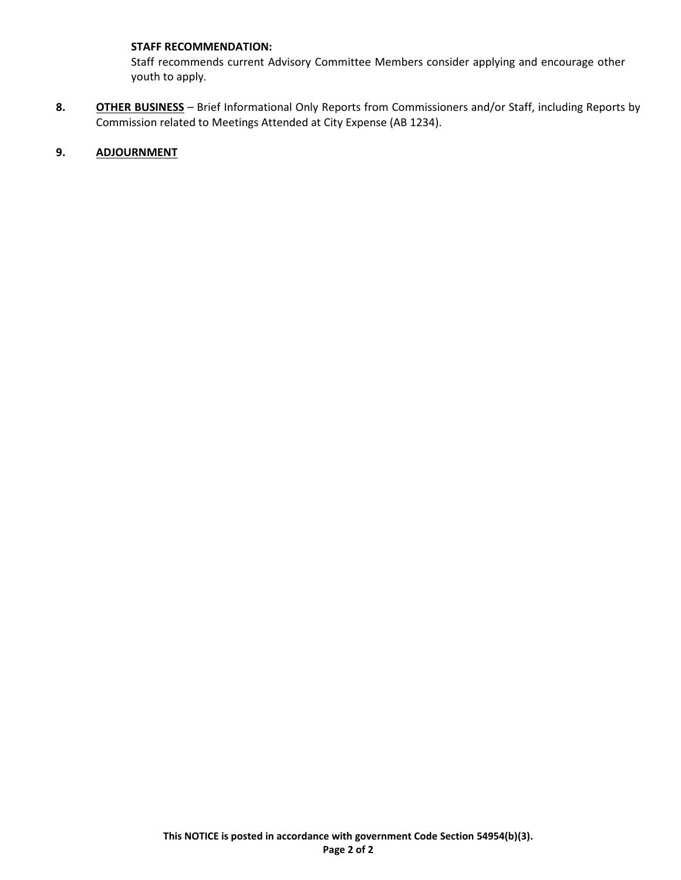**STAFF RECOMMENDATION:**

Staff recommends current Advisory Committee Members consider applying and encourage other youth to apply.

**8.** **OTHER BUSINESS** – Brief Informational Only Reports from Commissioners and/or Staff, including Reports by Commission related to Meetings Attended at City Expense (AB 1234).

**9.** **ADJOURNMENT**

**This NOTICE is posted in accordance with government Code Section 54954(b)(3).**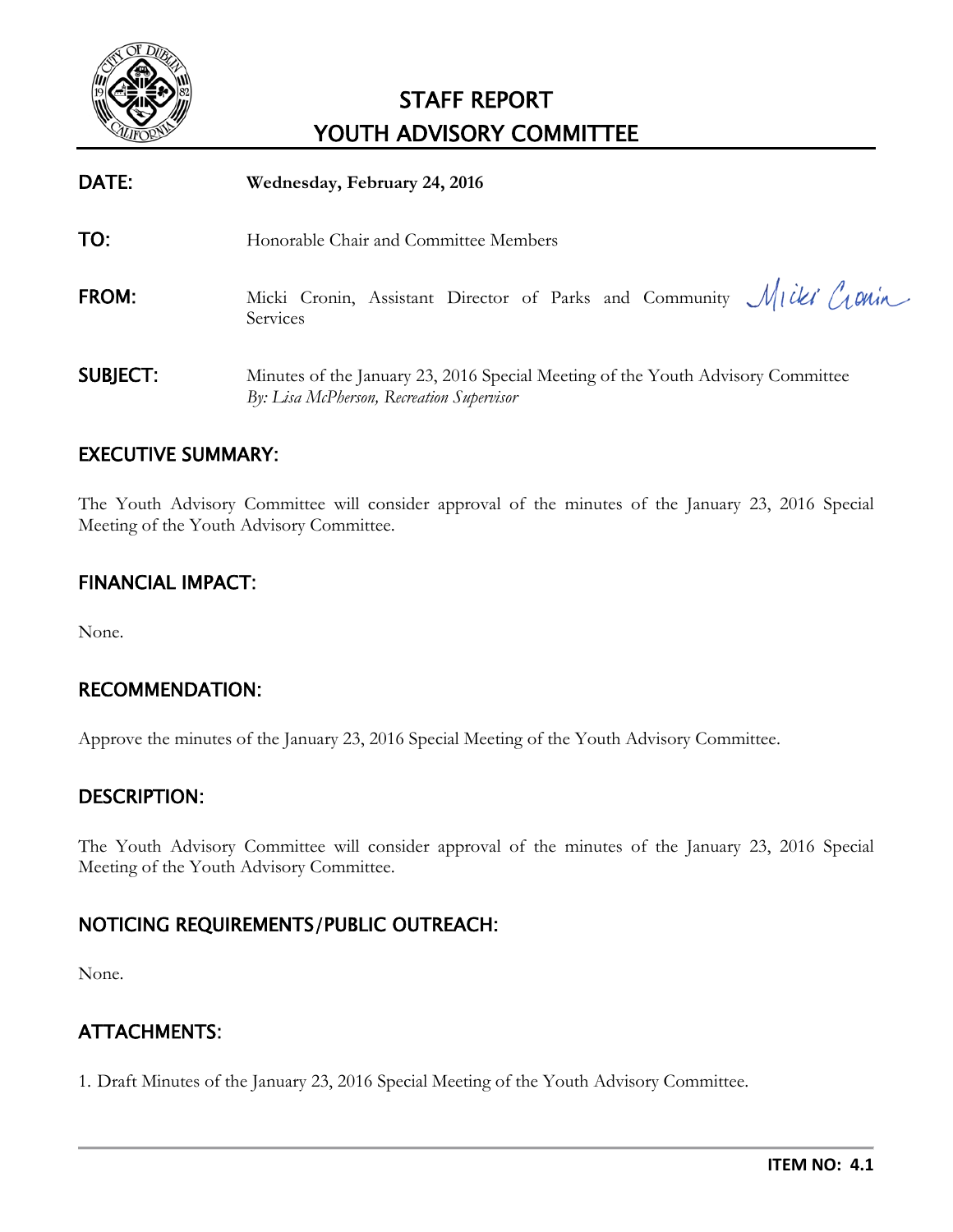# STAFF REPORT
# YOUTH ADVISORY COMMITTEE

**DATE:** **Wednesday, February 24, 2016**

**TO:** Honorable Chair and Committee Members

**FROM:** Micki Cronin, Assistant Director of Parks and Community Services

**SUBJECT:** Minutes of the January 23, 2016 Special Meeting of the Youth Advisory Committee
*By: Lisa McPherson, Recreation Supervisor*

## EXECUTIVE SUMMARY:

The Youth Advisory Committee will consider approval of the minutes of the January 23, 2016 Special Meeting of the Youth Advisory Committee.

## FINANCIAL IMPACT:

None.

## RECOMMENDATION:

Approve the minutes of the January 23, 2016 Special Meeting of the Youth Advisory Committee.

## DESCRIPTION:

The Youth Advisory Committee will consider approval of the minutes of the January 23, 2016 Special Meeting of the Youth Advisory Committee.

## NOTICING REQUIREMENTS/PUBLIC OUTREACH:

None.

## ATTACHMENTS:

1. Draft Minutes of the January 23, 2016 Special Meeting of the Youth Advisory Committee.

**ITEM NO: 4.1**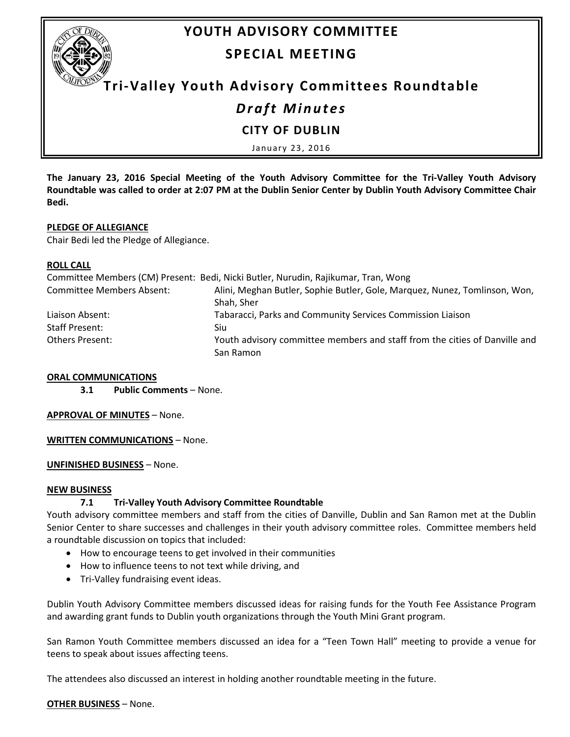# YOUTH ADVISORY COMMITTEE

## SPECIAL MEETING

## Tri-Valley Youth Advisory Committees Roundtable

## *Draft Minutes*

### CITY OF DUBLIN

January 23, 2016

**The January 23, 2016 Special Meeting of the Youth Advisory Committee for the Tri-Valley Youth Advisory Roundtable was called to order at 2:07 PM at the Dublin Senior Center by Dublin Youth Advisory Committee Chair Bedi.**

**PLEDGE OF ALLEGIANCE**

Chair Bedi led the Pledge of Allegiance.

**ROLL CALL**

| | |
|---|---|
| Committee Members (CM) Present: | Bedi, Nicki Butler, Nurudin, Rajikumar, Tran, Wong |
| Committee Members Absent: | Alini, Meghan Butler, Sophie Butler, Gole, Marquez, Nunez, Tomlinson, Won, Shah, Sher |
| Liaison Absent: | Tabaracci, Parks and Community Services Commission Liaison |
| Staff Present: | Siu |
| Others Present: | Youth advisory committee members and staff from the cities of Danville and San Ramon |

**ORAL COMMUNICATIONS**

**3.1 Public Comments** – None.

**APPROVAL OF MINUTES** – None.

**WRITTEN COMMUNICATIONS** – None.

**UNFINISHED BUSINESS** – None.

**NEW BUSINESS**

**7.1 Tri-Valley Youth Advisory Committee Roundtable**

Youth advisory committee members and staff from the cities of Danville, Dublin and San Ramon met at the Dublin Senior Center to share successes and challenges in their youth advisory committee roles. Committee members held a roundtable discussion on topics that included:

- How to encourage teens to get involved in their communities
- How to influence teens to not text while driving, and
- Tri-Valley fundraising event ideas.

Dublin Youth Advisory Committee members discussed ideas for raising funds for the Youth Fee Assistance Program and awarding grant funds to Dublin youth organizations through the Youth Mini Grant program.

San Ramon Youth Committee members discussed an idea for a "Teen Town Hall" meeting to provide a venue for teens to speak about issues affecting teens.

The attendees also discussed an interest in holding another roundtable meeting in the future.

**OTHER BUSINESS** – None.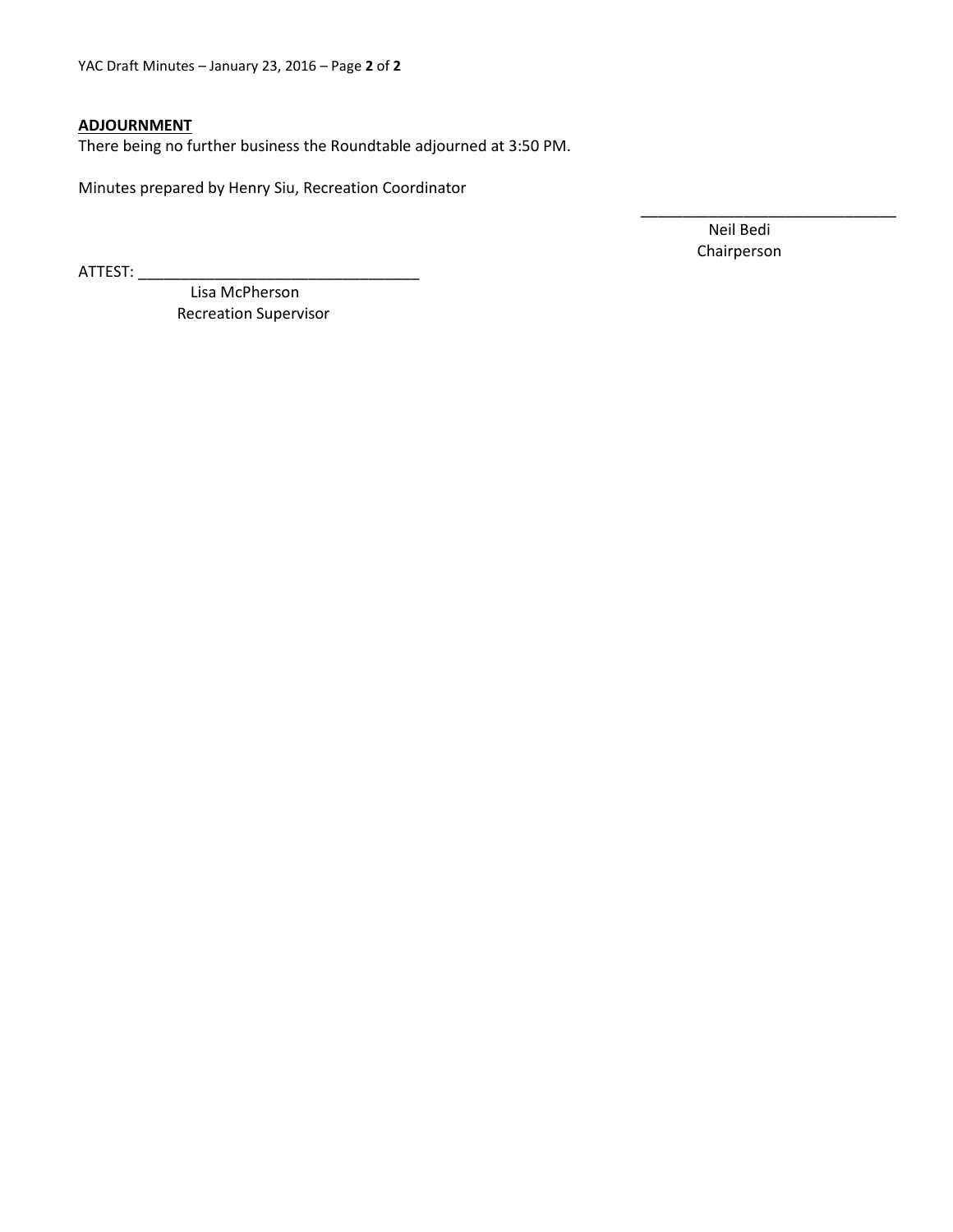**ADJOURNMENT**

There being no further business the Roundtable adjourned at 3:50 PM.

Minutes prepared by Henry Siu, Recreation Coordinator

\_\_\_\_\_\_\_\_\_\_\_\_\_\_\_\_\_\_\_\_\_\_\_\_\_\_\_\_\_\_
Neil Bedi
Chairperson

ATTEST: \_\_\_\_\_\_\_\_\_\_\_\_\_\_\_\_\_\_\_\_\_\_\_\_\_\_\_\_\_\_\_\_\_
Lisa McPherson
Recreation Supervisor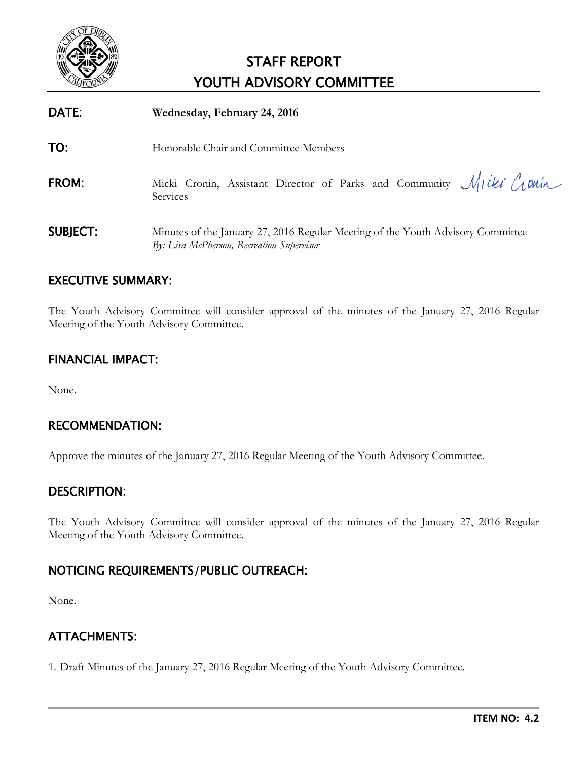# STAFF REPORT
# YOUTH ADVISORY COMMITTEE

**DATE:** **Wednesday, February 24, 2016**

**TO:** Honorable Chair and Committee Members

**FROM:** Micki Cronin, Assistant Director of Parks and Community Services

**SUBJECT:** Minutes of the January 27, 2016 Regular Meeting of the Youth Advisory Committee
*By: Lisa McPherson, Recreation Supervisor*

## EXECUTIVE SUMMARY:

The Youth Advisory Committee will consider approval of the minutes of the January 27, 2016 Regular Meeting of the Youth Advisory Committee.

## FINANCIAL IMPACT:

None.

## RECOMMENDATION:

Approve the minutes of the January 27, 2016 Regular Meeting of the Youth Advisory Committee.

## DESCRIPTION:

The Youth Advisory Committee will consider approval of the minutes of the January 27, 2016 Regular Meeting of the Youth Advisory Committee.

## NOTICING REQUIREMENTS/PUBLIC OUTREACH:

None.

## ATTACHMENTS:

1. Draft Minutes of the January 27, 2016 Regular Meeting of the Youth Advisory Committee.

**ITEM NO: 4.2**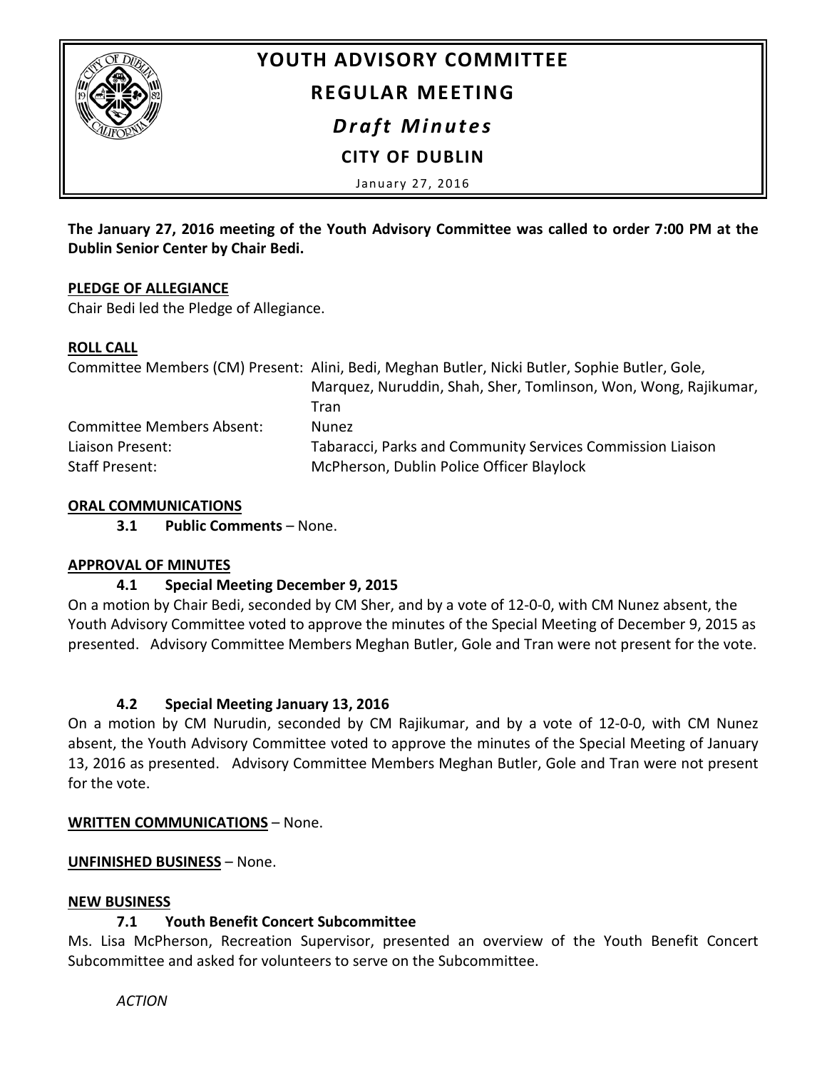# YOUTH ADVISORY COMMITTEE

## REGULAR MEETING

### *Draft Minutes*

### CITY OF DUBLIN

January 27, 2016

**The January 27, 2016 meeting of the Youth Advisory Committee was called to order 7:00 PM at the Dublin Senior Center by Chair Bedi.**

**PLEDGE OF ALLEGIANCE**

Chair Bedi led the Pledge of Allegiance.

**ROLL CALL**

| | |
|---|---|
| Committee Members (CM) Present: | Alini, Bedi, Meghan Butler, Nicki Butler, Sophie Butler, Gole, Marquez, Nuruddin, Shah, Sher, Tomlinson, Won, Wong, Rajikumar, Tran |
| Committee Members Absent: | Nunez |
| Liaison Present: | Tabaracci, Parks and Community Services Commission Liaison |
| Staff Present: | McPherson, Dublin Police Officer Blaylock |

**ORAL COMMUNICATIONS**

**3.1 Public Comments** – None.

**APPROVAL OF MINUTES**

**4.1 Special Meeting December 9, 2015**

On a motion by Chair Bedi, seconded by CM Sher, and by a vote of 12-0-0, with CM Nunez absent, the Youth Advisory Committee voted to approve the minutes of the Special Meeting of December 9, 2015 as presented. Advisory Committee Members Meghan Butler, Gole and Tran were not present for the vote.

**4.2 Special Meeting January 13, 2016**

On a motion by CM Nurudin, seconded by CM Rajikumar, and by a vote of 12-0-0, with CM Nunez absent, the Youth Advisory Committee voted to approve the minutes of the Special Meeting of January 13, 2016 as presented. Advisory Committee Members Meghan Butler, Gole and Tran were not present for the vote.

**WRITTEN COMMUNICATIONS** – None.

**UNFINISHED BUSINESS** – None.

**NEW BUSINESS**

**7.1 Youth Benefit Concert Subcommittee**

Ms. Lisa McPherson, Recreation Supervisor, presented an overview of the Youth Benefit Concert Subcommittee and asked for volunteers to serve on the Subcommittee.

*ACTION*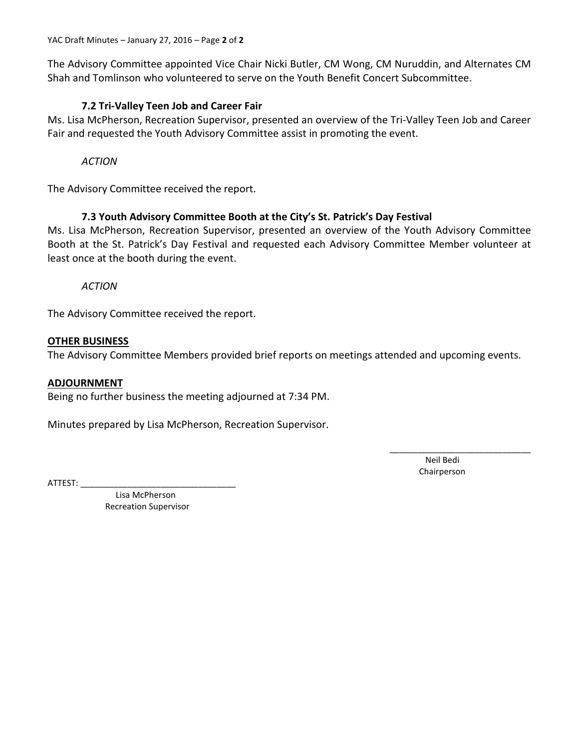The Advisory Committee appointed Vice Chair Nicki Butler, CM Wong, CM Nuruddin, and Alternates CM Shah and Tomlinson who volunteered to serve on the Youth Benefit Concert Subcommittee.

### 7.2 Tri-Valley Teen Job and Career Fair

Ms. Lisa McPherson, Recreation Supervisor, presented an overview of the Tri-Valley Teen Job and Career Fair and requested the Youth Advisory Committee assist in promoting the event.

*ACTION*

The Advisory Committee received the report.

### 7.3 Youth Advisory Committee Booth at the City's St. Patrick's Day Festival

Ms. Lisa McPherson, Recreation Supervisor, presented an overview of the Youth Advisory Committee Booth at the St. Patrick's Day Festival and requested each Advisory Committee Member volunteer at least once at the booth during the event.

*ACTION*

The Advisory Committee received the report.

**OTHER BUSINESS**

The Advisory Committee Members provided brief reports on meetings attended and upcoming events.

**ADJOURNMENT**

Being no further business the meeting adjourned at 7:34 PM.

Minutes prepared by Lisa McPherson, Recreation Supervisor.

\_\_\_\_\_\_\_\_\_\_\_\_\_\_\_\_\_\_\_\_\_\_\_\_\_\_\_\_\_
Neil Bedi
Chairperson

ATTEST: \_\_\_\_\_\_\_\_\_\_\_\_\_\_\_\_\_\_\_\_\_\_\_\_\_\_\_\_\_\_\_\_
Lisa McPherson
Recreation Supervisor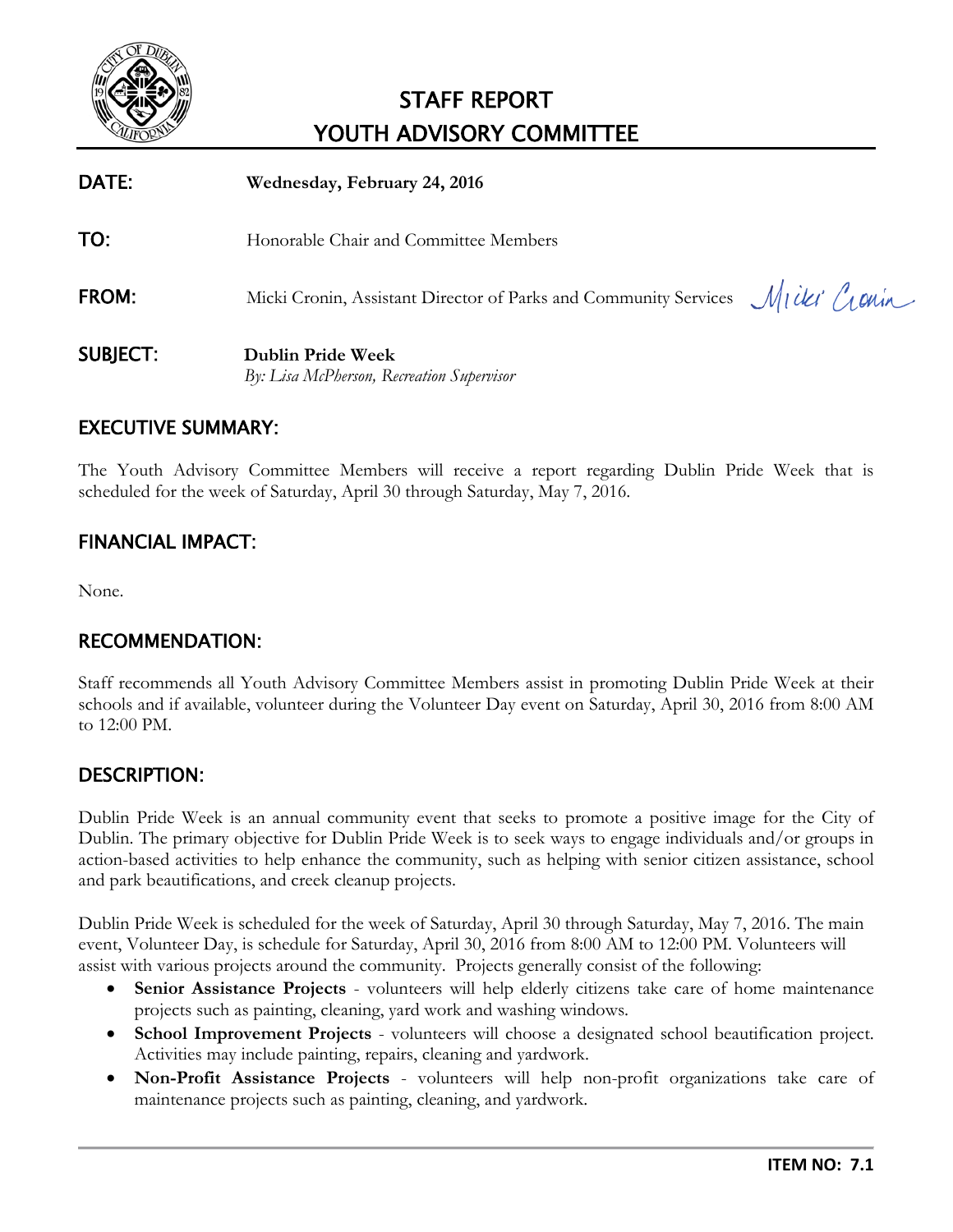# STAFF REPORT
# YOUTH ADVISORY COMMITTEE

**DATE:** **Wednesday, February 24, 2016**

**TO:** Honorable Chair and Committee Members

**FROM:** Micki Cronin, Assistant Director of Parks and Community Services

**SUBJECT:** **Dublin Pride Week**
*By: Lisa McPherson, Recreation Supervisor*

## EXECUTIVE SUMMARY:

The Youth Advisory Committee Members will receive a report regarding Dublin Pride Week that is scheduled for the week of Saturday, April 30 through Saturday, May 7, 2016.

## FINANCIAL IMPACT:

None.

## RECOMMENDATION:

Staff recommends all Youth Advisory Committee Members assist in promoting Dublin Pride Week at their schools and if available, volunteer during the Volunteer Day event on Saturday, April 30, 2016 from 8:00 AM to 12:00 PM.

## DESCRIPTION:

Dublin Pride Week is an annual community event that seeks to promote a positive image for the City of Dublin. The primary objective for Dublin Pride Week is to seek ways to engage individuals and/or groups in action-based activities to help enhance the community, such as helping with senior citizen assistance, school and park beautifications, and creek cleanup projects.

Dublin Pride Week is scheduled for the week of Saturday, April 30 through Saturday, May 7, 2016. The main event, Volunteer Day, is schedule for Saturday, April 30, 2016 from 8:00 AM to 12:00 PM. Volunteers will assist with various projects around the community. Projects generally consist of the following:

- **Senior Assistance Projects** - volunteers will help elderly citizens take care of home maintenance projects such as painting, cleaning, yard work and washing windows.
- **School Improvement Projects** - volunteers will choose a designated school beautification project. Activities may include painting, repairs, cleaning and yardwork.
- **Non-Profit Assistance Projects** - volunteers will help non-profit organizations take care of maintenance projects such as painting, cleaning, and yardwork.

**ITEM NO: 7.1**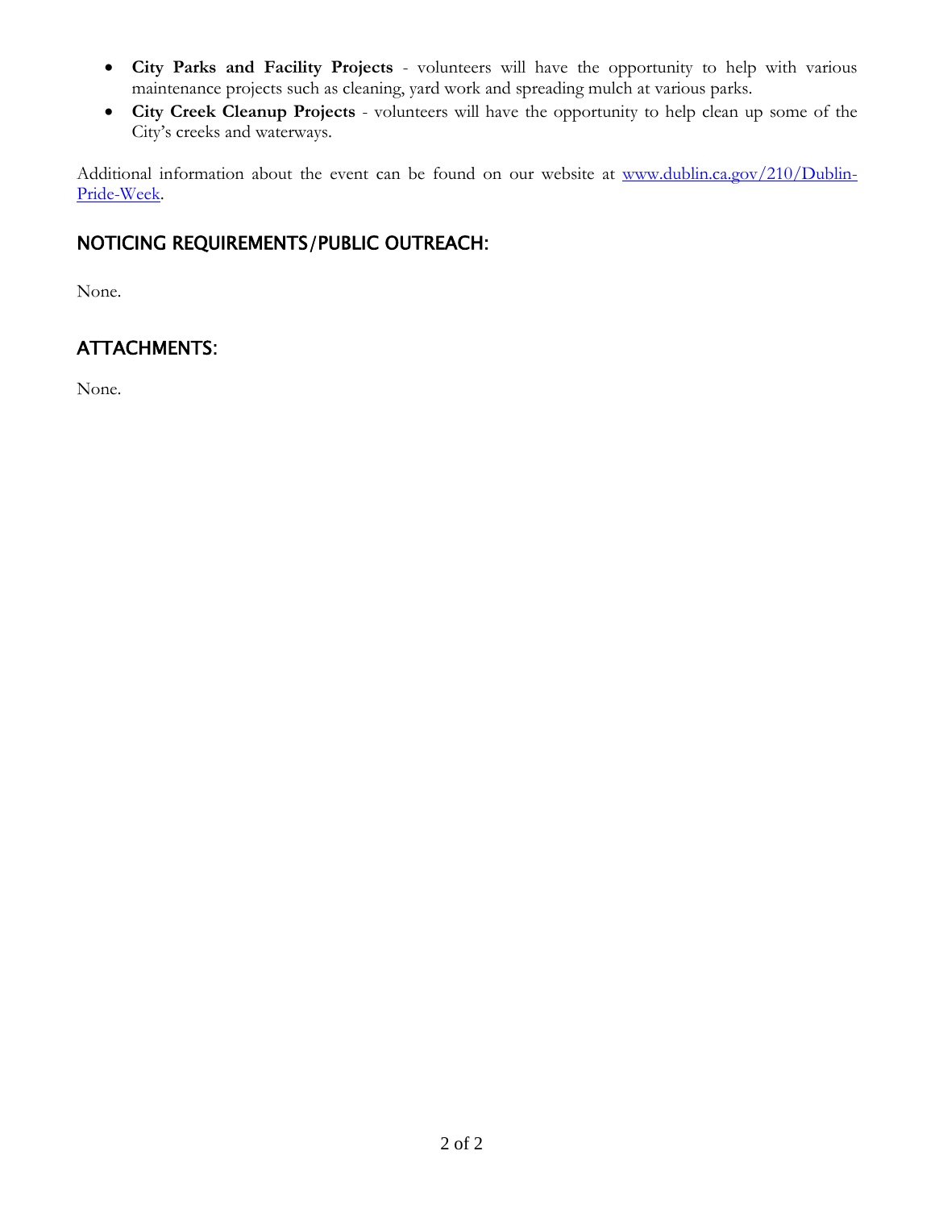- **City Parks and Facility Projects** - volunteers will have the opportunity to help with various maintenance projects such as cleaning, yard work and spreading mulch at various parks.
- **City Creek Cleanup Projects** - volunteers will have the opportunity to help clean up some of the City's creeks and waterways.

Additional information about the event can be found on our website at [www.dublin.ca.gov/210/Dublin-Pride-Week](www.dublin.ca.gov/210/Dublin-Pride-Week).

## NOTICING REQUIREMENTS/PUBLIC OUTREACH:

None.

## ATTACHMENTS:

None.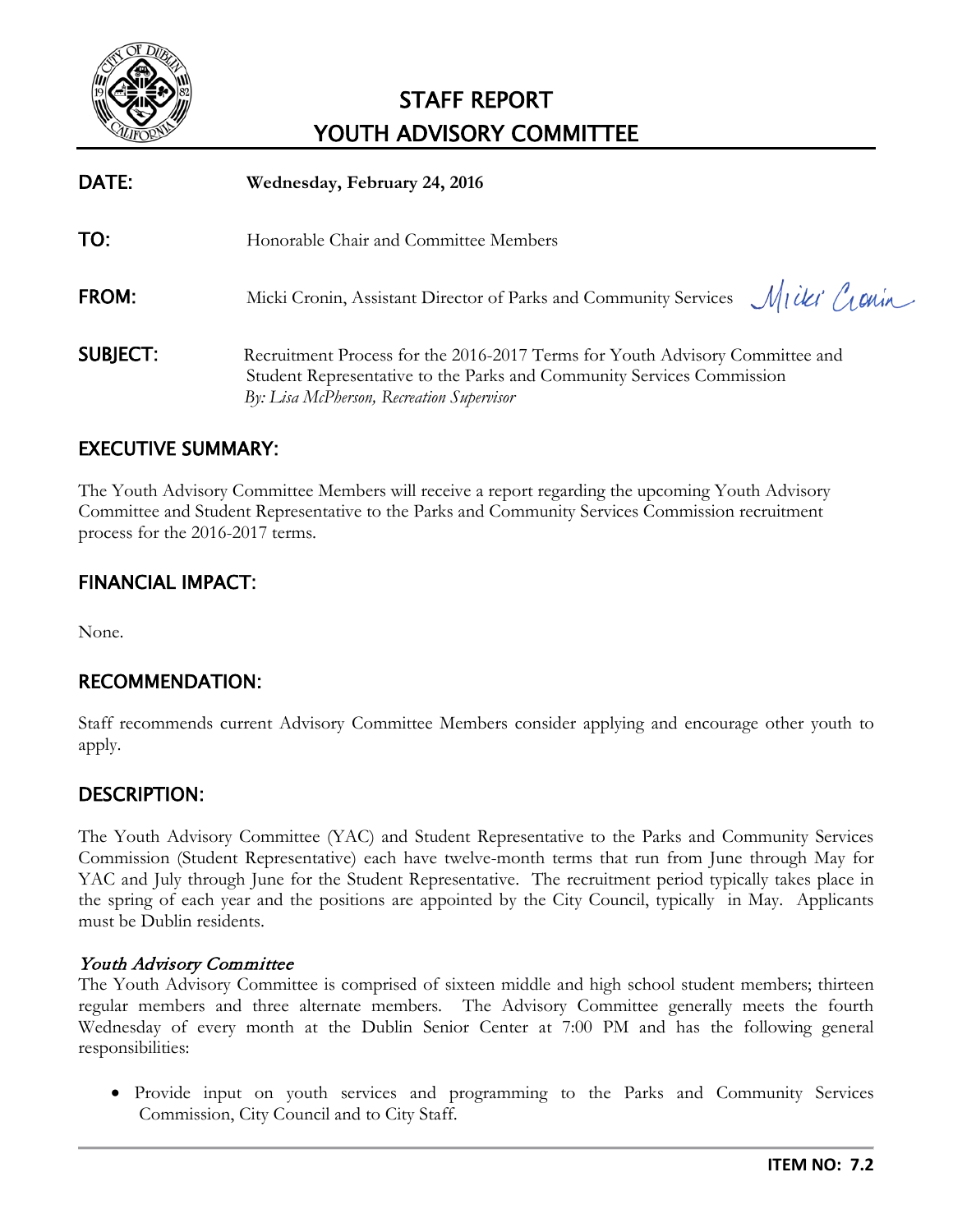# STAFF REPORT
# YOUTH ADVISORY COMMITTEE

**DATE:** **Wednesday, February 24, 2016**

**TO:** Honorable Chair and Committee Members

**FROM:** Micki Cronin, Assistant Director of Parks and Community Services

**SUBJECT:** Recruitment Process for the 2016-2017 Terms for Youth Advisory Committee and Student Representative to the Parks and Community Services Commission
*By: Lisa McPherson, Recreation Supervisor*

## EXECUTIVE SUMMARY:

The Youth Advisory Committee Members will receive a report regarding the upcoming Youth Advisory Committee and Student Representative to the Parks and Community Services Commission recruitment process for the 2016-2017 terms.

## FINANCIAL IMPACT:

None.

## RECOMMENDATION:

Staff recommends current Advisory Committee Members consider applying and encourage other youth to apply.

## DESCRIPTION:

The Youth Advisory Committee (YAC) and Student Representative to the Parks and Community Services Commission (Student Representative) each have twelve-month terms that run from June through May for YAC and July through June for the Student Representative. The recruitment period typically takes place in the spring of each year and the positions are appointed by the City Council, typically in May. Applicants must be Dublin residents.

### *Youth Advisory Committee*

The Youth Advisory Committee is comprised of sixteen middle and high school student members; thirteen regular members and three alternate members. The Advisory Committee generally meets the fourth Wednesday of every month at the Dublin Senior Center at 7:00 PM and has the following general responsibilities:

- Provide input on youth services and programming to the Parks and Community Services Commission, City Council and to City Staff.

**ITEM NO: 7.2**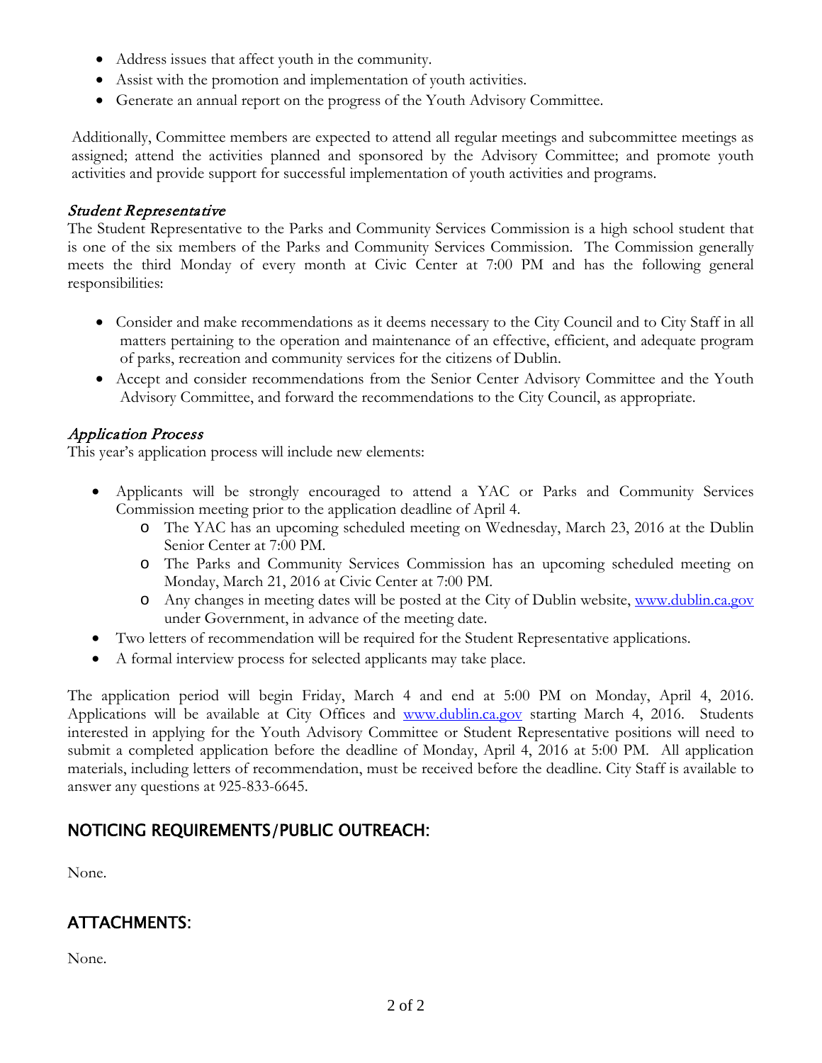- Address issues that affect youth in the community.
- Assist with the promotion and implementation of youth activities.
- Generate an annual report on the progress of the Youth Advisory Committee.

Additionally, Committee members are expected to attend all regular meetings and subcommittee meetings as assigned; attend the activities planned and sponsored by the Advisory Committee; and promote youth activities and provide support for successful implementation of youth activities and programs.

### *Student Representative*

The Student Representative to the Parks and Community Services Commission is a high school student that is one of the six members of the Parks and Community Services Commission. The Commission generally meets the third Monday of every month at Civic Center at 7:00 PM and has the following general responsibilities:

- Consider and make recommendations as it deems necessary to the City Council and to City Staff in all matters pertaining to the operation and maintenance of an effective, efficient, and adequate program of parks, recreation and community services for the citizens of Dublin.
- Accept and consider recommendations from the Senior Center Advisory Committee and the Youth Advisory Committee, and forward the recommendations to the City Council, as appropriate.

### *Application Process*

This year's application process will include new elements:

- Applicants will be strongly encouraged to attend a YAC or Parks and Community Services Commission meeting prior to the application deadline of April 4.
  - The YAC has an upcoming scheduled meeting on Wednesday, March 23, 2016 at the Dublin Senior Center at 7:00 PM.
  - The Parks and Community Services Commission has an upcoming scheduled meeting on Monday, March 21, 2016 at Civic Center at 7:00 PM.
  - Any changes in meeting dates will be posted at the City of Dublin website, [www.dublin.ca.gov](http://www.dublin.ca.gov) under Government, in advance of the meeting date.
- Two letters of recommendation will be required for the Student Representative applications.
- A formal interview process for selected applicants may take place.

The application period will begin Friday, March 4 and end at 5:00 PM on Monday, April 4, 2016. Applications will be available at City Offices and [www.dublin.ca.gov](http://www.dublin.ca.gov) starting March 4, 2016. Students interested in applying for the Youth Advisory Committee or Student Representative positions will need to submit a completed application before the deadline of Monday, April 4, 2016 at 5:00 PM. All application materials, including letters of recommendation, must be received before the deadline. City Staff is available to answer any questions at 925-833-6645.

## NOTICING REQUIREMENTS/PUBLIC OUTREACH:

None.

## ATTACHMENTS:

None.